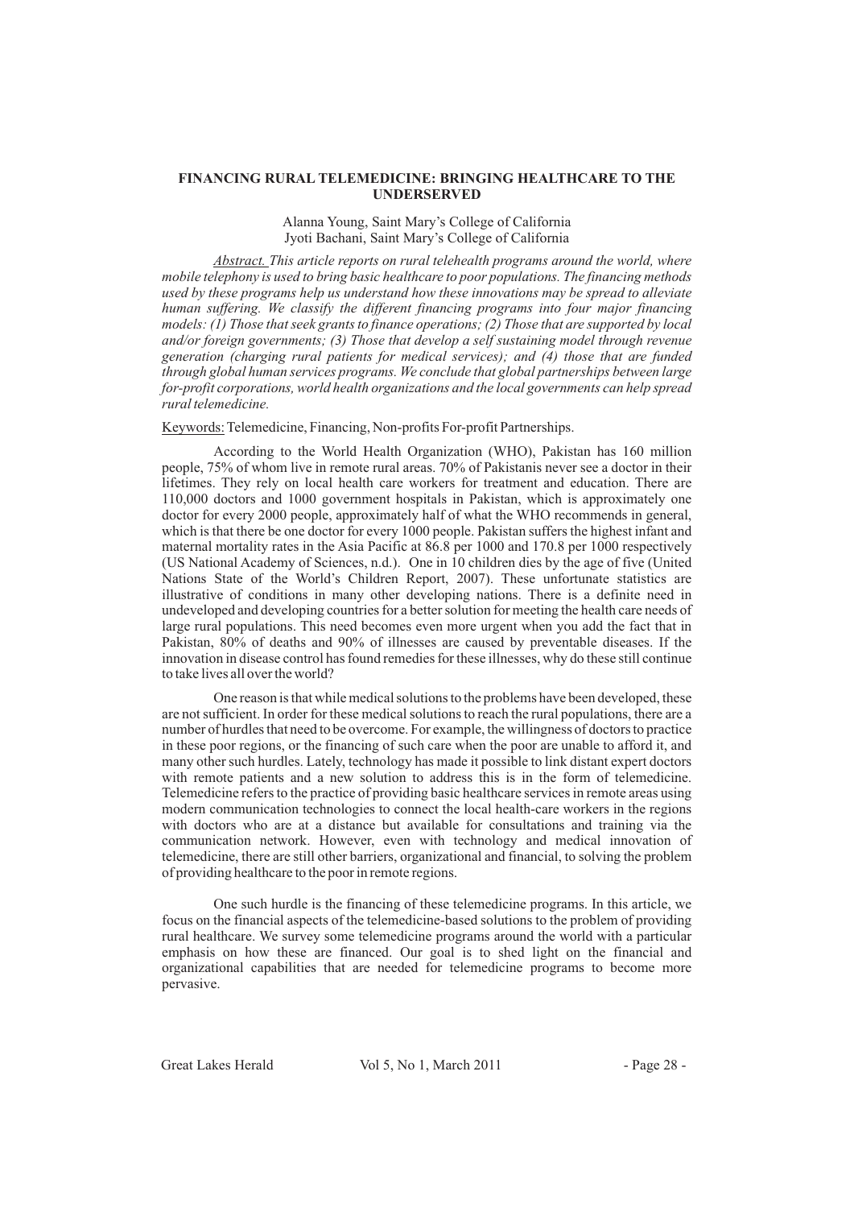# FINANCING RURAL TELEMEDICINE: BRINGING HEALTHCARE TO THE UNDERSERVED

Alanna Young, Saint Mary's College of California
Jyoti Bachani, Saint Mary's College of California

*<u>Abstract.</u> This article reports on rural telehealth programs around the world, where mobile telephony is used to bring basic healthcare to poor populations. The financing methods used by these programs help us understand how these innovations may be spread to alleviate human suffering. We classify the different financing programs into four major financing models: (1) Those that seek grants to finance operations; (2) Those that are supported by local and/or foreign governments; (3) Those that develop a self sustaining model through revenue generation (charging rural patients for medical services); and (4) those that are funded through global human services programs. We conclude that global partnerships between large for-profit corporations, world health organizations and the local governments can help spread rural telemedicine.*

<u>Keywords:</u> Telemedicine, Financing, Non-profits For-profit Partnerships.

According to the World Health Organization (WHO), Pakistan has 160 million people, 75% of whom live in remote rural areas. 70% of Pakistanis never see a doctor in their lifetimes. They rely on local health care workers for treatment and education. There are 110,000 doctors and 1000 government hospitals in Pakistan, which is approximately one doctor for every 2000 people, approximately half of what the WHO recommends in general, which is that there be one doctor for every 1000 people. Pakistan suffers the highest infant and maternal mortality rates in the Asia Pacific at 86.8 per 1000 and 170.8 per 1000 respectively (US National Academy of Sciences, n.d.). One in 10 children dies by the age of five (United Nations State of the World's Children Report, 2007). These unfortunate statistics are illustrative of conditions in many other developing nations. There is a definite need in undeveloped and developing countries for a better solution for meeting the health care needs of large rural populations. This need becomes even more urgent when you add the fact that in Pakistan, 80% of deaths and 90% of illnesses are caused by preventable diseases. If the innovation in disease control has found remedies for these illnesses, why do these still continue to take lives all over the world?

One reason is that while medical solutions to the problems have been developed, these are not sufficient. In order for these medical solutions to reach the rural populations, there are a number of hurdles that need to be overcome. For example, the willingness of doctors to practice in these poor regions, or the financing of such care when the poor are unable to afford it, and many other such hurdles. Lately, technology has made it possible to link distant expert doctors with remote patients and a new solution to address this is in the form of telemedicine. Telemedicine refers to the practice of providing basic healthcare services in remote areas using modern communication technologies to connect the local health-care workers in the regions with doctors who are at a distance but available for consultations and training via the communication network. However, even with technology and medical innovation of telemedicine, there are still other barriers, organizational and financial, to solving the problem of providing healthcare to the poor in remote regions.

One such hurdle is the financing of these telemedicine programs. In this article, we focus on the financial aspects of the telemedicine-based solutions to the problem of providing rural healthcare. We survey some telemedicine programs around the world with a particular emphasis on how these are financed. Our goal is to shed light on the financial and organizational capabilities that are needed for telemedicine programs to become more pervasive.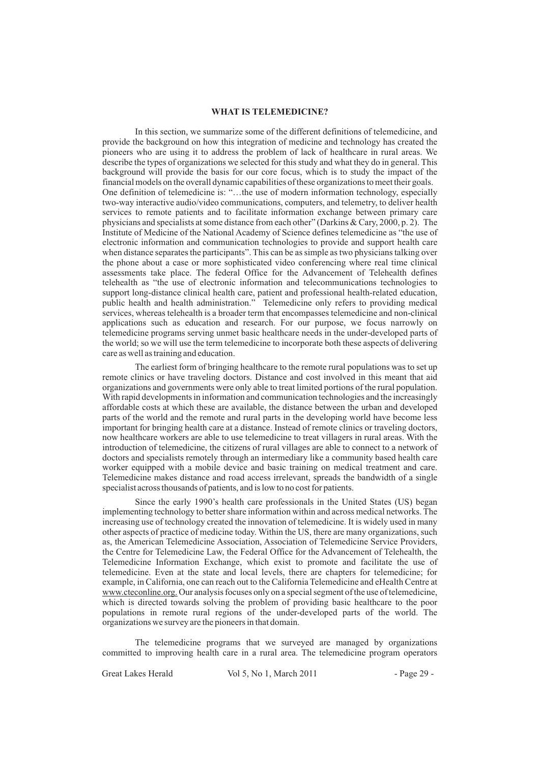## WHAT IS TELEMEDICINE?

In this section, we summarize some of the different definitions of telemedicine, and provide the background on how this integration of medicine and technology has created the pioneers who are using it to address the problem of lack of healthcare in rural areas. We describe the types of organizations we selected for this study and what they do in general. This background will provide the basis for our core focus, which is to study the impact of the financial models on the overall dynamic capabilities of these organizations to meet their goals. One definition of telemedicine is: "…the use of modern information technology, especially two-way interactive audio/video communications, computers, and telemetry, to deliver health services to remote patients and to facilitate information exchange between primary care physicians and specialists at some distance from each other" (Darkins & Cary, 2000, p. 2). The Institute of Medicine of the National Academy of Science defines telemedicine as "the use of electronic information and communication technologies to provide and support health care when distance separates the participants". This can be as simple as two physicians talking over the phone about a case or more sophisticated video conferencing where real time clinical assessments take place. The federal Office for the Advancement of Telehealth defines telehealth as "the use of electronic information and telecommunications technologies to support long-distance clinical health care, patient and professional health-related education, public health and health administration." Telemedicine only refers to providing medical services, whereas telehealth is a broader term that encompasses telemedicine and non-clinical applications such as education and research. For our purpose, we focus narrowly on telemedicine programs serving unmet basic healthcare needs in the under-developed parts of the world; so we will use the term telemedicine to incorporate both these aspects of delivering care as well as training and education.

The earliest form of bringing healthcare to the remote rural populations was to set up remote clinics or have traveling doctors. Distance and cost involved in this meant that aid organizations and governments were only able to treat limited portions of the rural population. With rapid developments in information and communication technologies and the increasingly affordable costs at which these are available, the distance between the urban and developed parts of the world and the remote and rural parts in the developing world have become less important for bringing health care at a distance. Instead of remote clinics or traveling doctors, now healthcare workers are able to use telemedicine to treat villagers in rural areas. With the introduction of telemedicine, the citizens of rural villages are able to connect to a network of doctors and specialists remotely through an intermediary like a community based health care worker equipped with a mobile device and basic training on medical treatment and care. Telemedicine makes distance and road access irrelevant, spreads the bandwidth of a single specialist across thousands of patients, and is low to no cost for patients.

Since the early 1990's health care professionals in the United States (US) began implementing technology to better share information within and across medical networks. The increasing use of technology created the innovation of telemedicine. It is widely used in many other aspects of practice of medicine today. Within the US, there are many organizations, such as, the American Telemedicine Association, Association of Telemedicine Service Providers, the Centre for Telemedicine Law, the Federal Office for the Advancement of Telehealth, the Telemedicine Information Exchange, which exist to promote and facilitate the use of telemedicine. Even at the state and local levels, there are chapters for telemedicine; for example, in California, one can reach out to the California Telemedicine and eHealth Centre at www.cteconline.org. Our analysis focuses only on a special segment of the use of telemedicine, which is directed towards solving the problem of providing basic healthcare to the poor populations in remote rural regions of the under-developed parts of the world. The organizations we survey are the pioneers in that domain.

The telemedicine programs that we surveyed are managed by organizations committed to improving health care in a rural area. The telemedicine program operators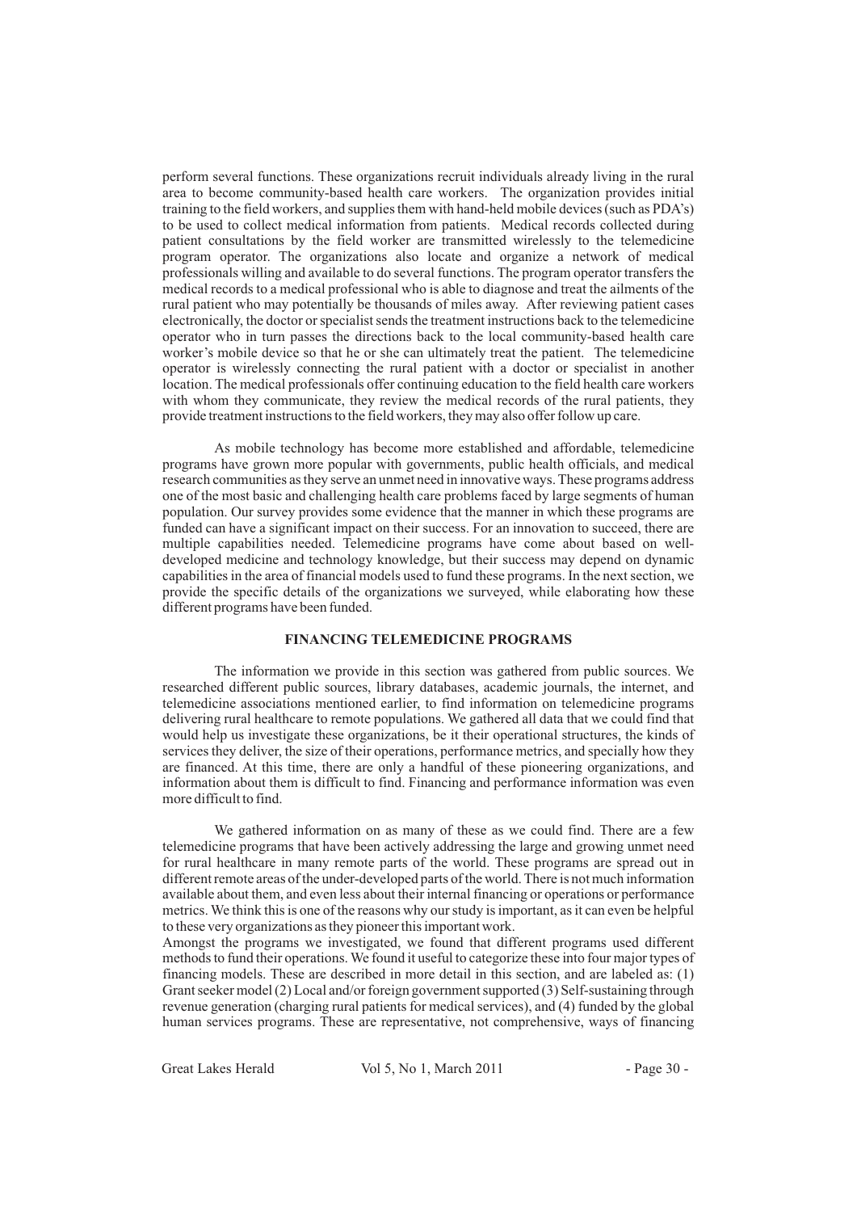perform several functions. These organizations recruit individuals already living in the rural area to become community-based health care workers. The organization provides initial training to the field workers, and supplies them with hand-held mobile devices (such as PDA's) to be used to collect medical information from patients. Medical records collected during patient consultations by the field worker are transmitted wirelessly to the telemedicine program operator. The organizations also locate and organize a network of medical professionals willing and available to do several functions. The program operator transfers the medical records to a medical professional who is able to diagnose and treat the ailments of the rural patient who may potentially be thousands of miles away. After reviewing patient cases electronically, the doctor or specialist sends the treatment instructions back to the telemedicine operator who in turn passes the directions back to the local community-based health care worker's mobile device so that he or she can ultimately treat the patient. The telemedicine operator is wirelessly connecting the rural patient with a doctor or specialist in another location. The medical professionals offer continuing education to the field health care workers with whom they communicate, they review the medical records of the rural patients, they provide treatment instructions to the field workers, they may also offer follow up care.

As mobile technology has become more established and affordable, telemedicine programs have grown more popular with governments, public health officials, and medical research communities as they serve an unmet need in innovative ways. These programs address one of the most basic and challenging health care problems faced by large segments of human population. Our survey provides some evidence that the manner in which these programs are funded can have a significant impact on their success. For an innovation to succeed, there are multiple capabilities needed. Telemedicine programs have come about based on well-developed medicine and technology knowledge, but their success may depend on dynamic capabilities in the area of financial models used to fund these programs. In the next section, we provide the specific details of the organizations we surveyed, while elaborating how these different programs have been funded.

## FINANCING TELEMEDICINE PROGRAMS

The information we provide in this section was gathered from public sources. We researched different public sources, library databases, academic journals, the internet, and telemedicine associations mentioned earlier, to find information on telemedicine programs delivering rural healthcare to remote populations. We gathered all data that we could find that would help us investigate these organizations, be it their operational structures, the kinds of services they deliver, the size of their operations, performance metrics, and specially how they are financed. At this time, there are only a handful of these pioneering organizations, and information about them is difficult to find. Financing and performance information was even more difficult to find.

We gathered information on as many of these as we could find. There are a few telemedicine programs that have been actively addressing the large and growing unmet need for rural healthcare in many remote parts of the world. These programs are spread out in different remote areas of the under-developed parts of the world. There is not much information available about them, and even less about their internal financing or operations or performance metrics. We think this is one of the reasons why our study is important, as it can even be helpful to these very organizations as they pioneer this important work.

Amongst the programs we investigated, we found that different programs used different methods to fund their operations. We found it useful to categorize these into four major types of financing models. These are described in more detail in this section, and are labeled as: (1) Grant seeker model (2) Local and/or foreign government supported (3) Self-sustaining through revenue generation (charging rural patients for medical services), and (4) funded by the global human services programs. These are representative, not comprehensive, ways of financing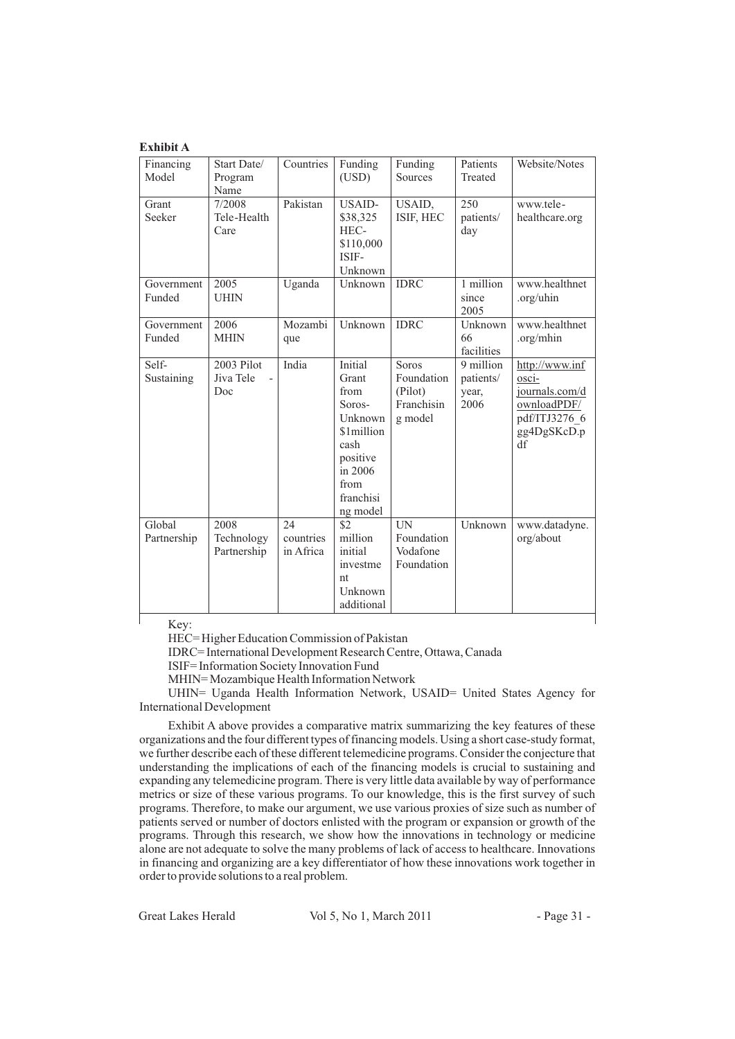**Exhibit A**

| Financing Model | Start Date/ Program Name | Countries | Funding (USD) | Funding Sources | Patients Treated | Website/Notes |
|---|---|---|---|---|---|---|
| Grant Seeker | 7/2008 Tele-Health Care | Pakistan | USAID- \$38,325 HEC- \$110,000 ISIF- Unknown | USAID, ISIF, HEC | 250 patients/ day | www.tele-healthcare.org |
| Government Funded | 2005 UHIN | Uganda | Unknown | IDRC | 1 million since 2005 | www.healthnet.org/uhin |
| Government Funded | 2006 MHIN | Mozambique | Unknown | IDRC | Unknown 66 facilities | www.healthnet.org/mhin |
| Self-Sustaining | 2003 Pilot Jiva Tele - Doc | India | Initial Grant from Soros-Unknown \$1million cash positive in 2006 from franchising model | Soros Foundation (Pilot) Franchising model | 9 million patients/ year, 2006 | http://www.infosci-journals.com/downloadPDF/pdf/ITJ3276_6gg4DgSKcD.pdf |
| Global Partnership | 2008 Technology Partnership | 24 countries in Africa | \$2 million initial investment Unknown additional | UN Foundation Vodafone Foundation | Unknown | www.datadyne.org/about |

Key:

HEC= Higher Education Commission of Pakistan

IDRC= International Development Research Centre, Ottawa, Canada

ISIF= Information Society Innovation Fund

MHIN= Mozambique Health Information Network

UHIN= Uganda Health Information Network, USAID= United States Agency for International Development

Exhibit A above provides a comparative matrix summarizing the key features of these organizations and the four different types of financing models. Using a short case-study format, we further describe each of these different telemedicine programs. Consider the conjecture that understanding the implications of each of the financing models is crucial to sustaining and expanding any telemedicine program. There is very little data available by way of performance metrics or size of these various programs. To our knowledge, this is the first survey of such programs. Therefore, to make our argument, we use various proxies of size such as number of patients served or number of doctors enlisted with the program or expansion or growth of the programs. Through this research, we show how the innovations in technology or medicine alone are not adequate to solve the many problems of lack of access to healthcare. Innovations in financing and organizing are a key differentiator of how these innovations work together in order to provide solutions to a real problem.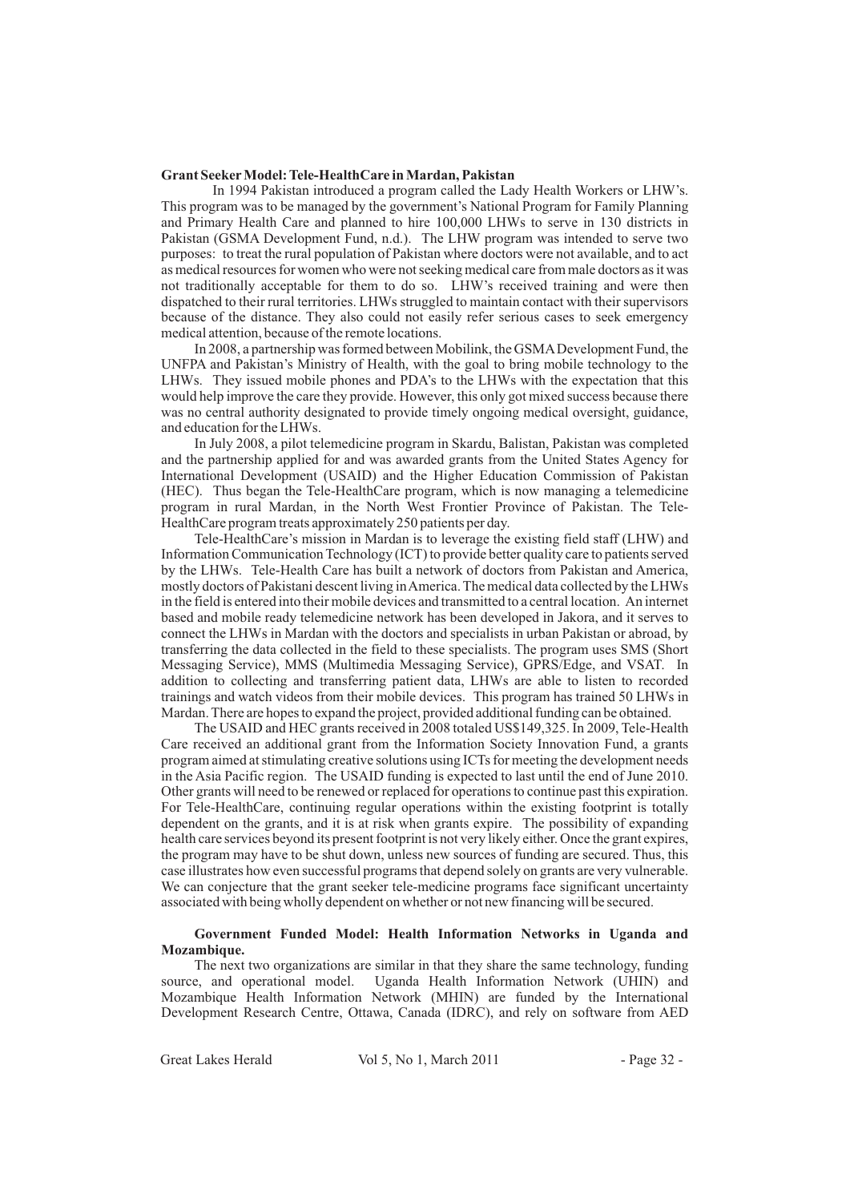**Grant Seeker Model: Tele-HealthCare in Mardan, Pakistan**

In 1994 Pakistan introduced a program called the Lady Health Workers or LHW's. This program was to be managed by the government's National Program for Family Planning and Primary Health Care and planned to hire 100,000 LHWs to serve in 130 districts in Pakistan (GSMA Development Fund, n.d.). The LHW program was intended to serve two purposes: to treat the rural population of Pakistan where doctors were not available, and to act as medical resources for women who were not seeking medical care from male doctors as it was not traditionally acceptable for them to do so. LHW's received training and were then dispatched to their rural territories. LHWs struggled to maintain contact with their supervisors because of the distance. They also could not easily refer serious cases to seek emergency medical attention, because of the remote locations.

In 2008, a partnership was formed between Mobilink, the GSMA Development Fund, the UNFPA and Pakistan's Ministry of Health, with the goal to bring mobile technology to the LHWs. They issued mobile phones and PDA's to the LHWs with the expectation that this would help improve the care they provide. However, this only got mixed success because there was no central authority designated to provide timely ongoing medical oversight, guidance, and education for the LHWs.

In July 2008, a pilot telemedicine program in Skardu, Balistan, Pakistan was completed and the partnership applied for and was awarded grants from the United States Agency for International Development (USAID) and the Higher Education Commission of Pakistan (HEC). Thus began the Tele-HealthCare program, which is now managing a telemedicine program in rural Mardan, in the North West Frontier Province of Pakistan. The Tele-HealthCare program treats approximately 250 patients per day.

Tele-HealthCare's mission in Mardan is to leverage the existing field staff (LHW) and Information Communication Technology (ICT) to provide better quality care to patients served by the LHWs. Tele-Health Care has built a network of doctors from Pakistan and America, mostly doctors of Pakistani descent living in America. The medical data collected by the LHWs in the field is entered into their mobile devices and transmitted to a central location. An internet based and mobile ready telemedicine network has been developed in Jakora, and it serves to connect the LHWs in Mardan with the doctors and specialists in urban Pakistan or abroad, by transferring the data collected in the field to these specialists. The program uses SMS (Short Messaging Service), MMS (Multimedia Messaging Service), GPRS/Edge, and VSAT. In addition to collecting and transferring patient data, LHWs are able to listen to recorded trainings and watch videos from their mobile devices. This program has trained 50 LHWs in Mardan. There are hopes to expand the project, provided additional funding can be obtained.

The USAID and HEC grants received in 2008 totaled US$149,325. In 2009, Tele-Health Care received an additional grant from the Information Society Innovation Fund, a grants program aimed at stimulating creative solutions using ICTs for meeting the development needs in the Asia Pacific region. The USAID funding is expected to last until the end of June 2010. Other grants will need to be renewed or replaced for operations to continue past this expiration. For Tele-HealthCare, continuing regular operations within the existing footprint is totally dependent on the grants, and it is at risk when grants expire. The possibility of expanding health care services beyond its present footprint is not very likely either. Once the grant expires, the program may have to be shut down, unless new sources of funding are secured. Thus, this case illustrates how even successful programs that depend solely on grants are very vulnerable. We can conjecture that the grant seeker tele-medicine programs face significant uncertainty associated with being wholly dependent on whether or not new financing will be secured.

**Government Funded Model: Health Information Networks in Uganda and Mozambique.**

The next two organizations are similar in that they share the same technology, funding source, and operational model. Uganda Health Information Network (UHIN) and Mozambique Health Information Network (MHIN) are funded by the International Development Research Centre, Ottawa, Canada (IDRC), and rely on software from AED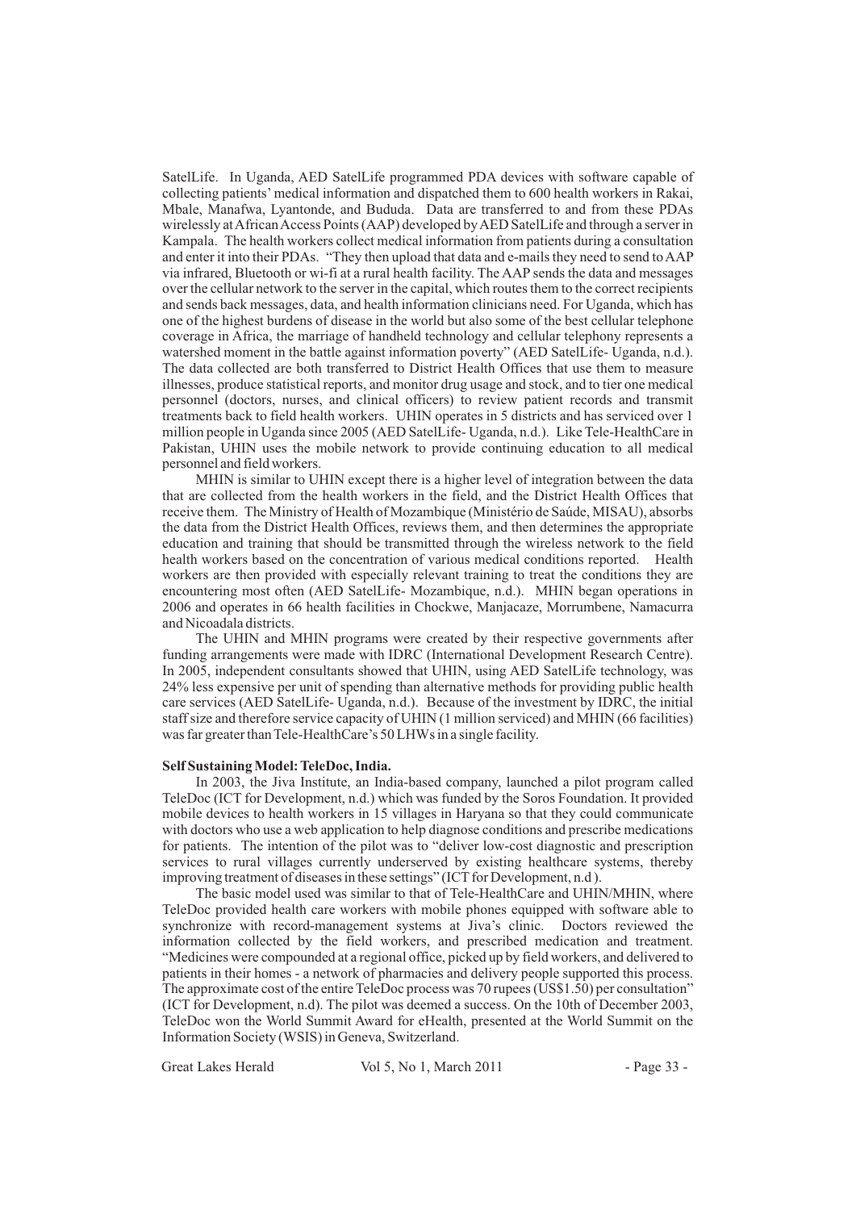SatelLife. In Uganda, AED SatelLife programmed PDA devices with software capable of collecting patients' medical information and dispatched them to 600 health workers in Rakai, Mbale, Manafwa, Lyantonde, and Bududa. Data are transferred to and from these PDAs wirelessly at African Access Points (AAP) developed by AED SatelLife and through a server in Kampala. The health workers collect medical information from patients during a consultation and enter it into their PDAs. "They then upload that data and e-mails they need to send to AAP via infrared, Bluetooth or wi-fi at a rural health facility. The AAP sends the data and messages over the cellular network to the server in the capital, which routes them to the correct recipients and sends back messages, data, and health information clinicians need. For Uganda, which has one of the highest burdens of disease in the world but also some of the best cellular telephone coverage in Africa, the marriage of handheld technology and cellular telephony represents a watershed moment in the battle against information poverty" (AED SatelLife- Uganda, n.d.). The data collected are both transferred to District Health Offices that use them to measure illnesses, produce statistical reports, and monitor drug usage and stock, and to tier one medical personnel (doctors, nurses, and clinical officers) to review patient records and transmit treatments back to field health workers. UHIN operates in 5 districts and has serviced over 1 million people in Uganda since 2005 (AED SatelLife- Uganda, n.d.). Like Tele-HealthCare in Pakistan, UHIN uses the mobile network to provide continuing education to all medical personnel and field workers.

MHIN is similar to UHIN except there is a higher level of integration between the data that are collected from the health workers in the field, and the District Health Offices that receive them. The Ministry of Health of Mozambique (Ministério de Saúde, MISAU), absorbs the data from the District Health Offices, reviews them, and then determines the appropriate education and training that should be transmitted through the wireless network to the field health workers based on the concentration of various medical conditions reported. Health workers are then provided with especially relevant training to treat the conditions they are encountering most often (AED SatelLife- Mozambique, n.d.). MHIN began operations in 2006 and operates in 66 health facilities in Chockwe, Manjacaze, Morrumbene, Namacurra and Nicoadala districts.

The UHIN and MHIN programs were created by their respective governments after funding arrangements were made with IDRC (International Development Research Centre). In 2005, independent consultants showed that UHIN, using AED SatelLife technology, was 24% less expensive per unit of spending than alternative methods for providing public health care services (AED SatelLife- Uganda, n.d.). Because of the investment by IDRC, the initial staff size and therefore service capacity of UHIN (1 million serviced) and MHIN (66 facilities) was far greater than Tele-HealthCare's 50 LHWs in a single facility.

**Self Sustaining Model: TeleDoc, India.**

In 2003, the Jiva Institute, an India-based company, launched a pilot program called TeleDoc (ICT for Development, n.d.) which was funded by the Soros Foundation. It provided mobile devices to health workers in 15 villages in Haryana so that they could communicate with doctors who use a web application to help diagnose conditions and prescribe medications for patients. The intention of the pilot was to "deliver low-cost diagnostic and prescription services to rural villages currently underserved by existing healthcare systems, thereby improving treatment of diseases in these settings" (ICT for Development, n.d ).

The basic model used was similar to that of Tele-HealthCare and UHIN/MHIN, where TeleDoc provided health care workers with mobile phones equipped with software able to synchronize with record-management systems at Jiva's clinic. Doctors reviewed the information collected by the field workers, and prescribed medication and treatment. "Medicines were compounded at a regional office, picked up by field workers, and delivered to patients in their homes - a network of pharmacies and delivery people supported this process. The approximate cost of the entire TeleDoc process was 70 rupees (US$1.50) per consultation" (ICT for Development, n.d). The pilot was deemed a success. On the 10th of December 2003, TeleDoc won the World Summit Award for eHealth, presented at the World Summit on the Information Society (WSIS) in Geneva, Switzerland.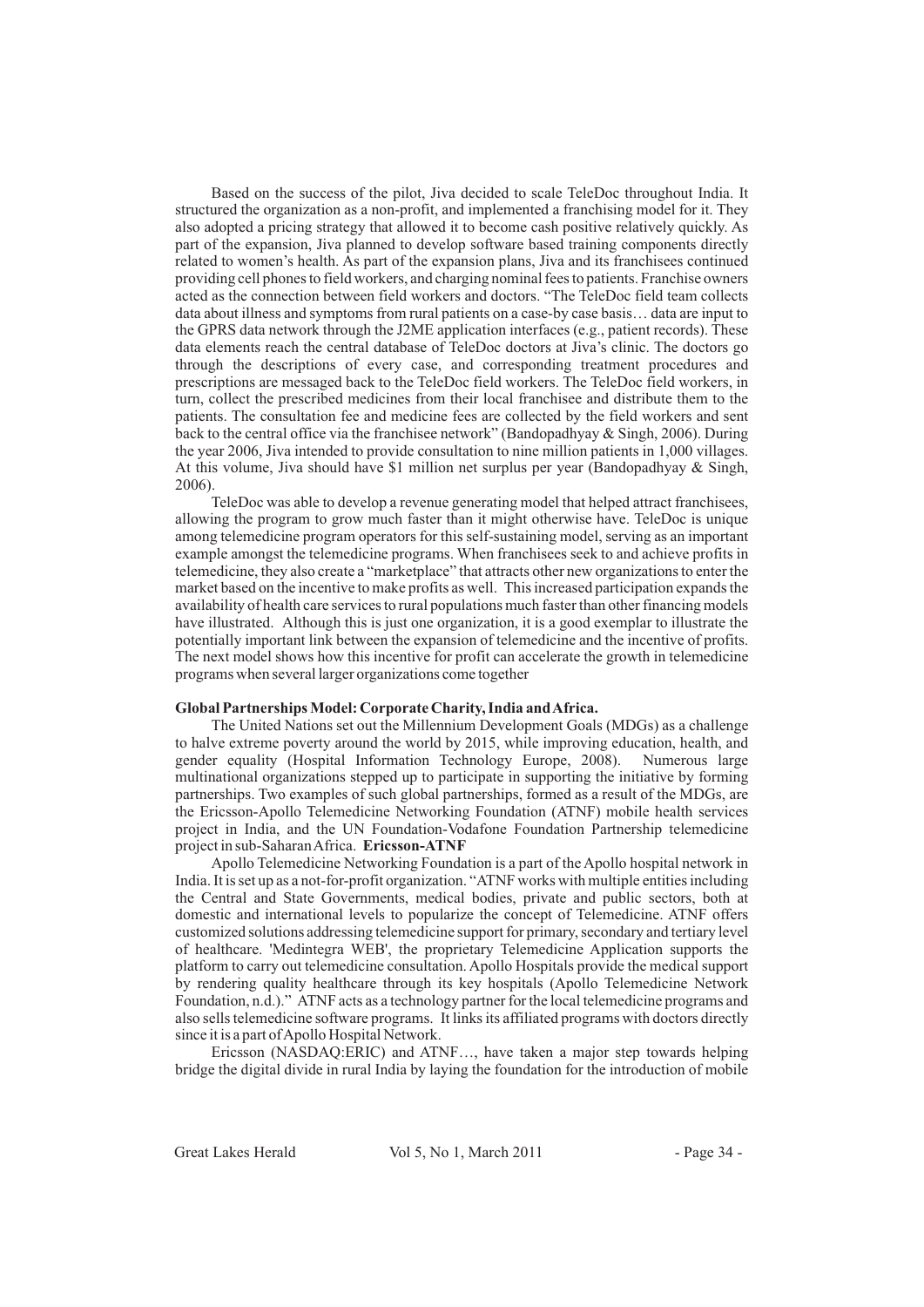Based on the success of the pilot, Jiva decided to scale TeleDoc throughout India. It structured the organization as a non-profit, and implemented a franchising model for it. They also adopted a pricing strategy that allowed it to become cash positive relatively quickly. As part of the expansion, Jiva planned to develop software based training components directly related to women's health. As part of the expansion plans, Jiva and its franchisees continued providing cell phones to field workers, and charging nominal fees to patients. Franchise owners acted as the connection between field workers and doctors. "The TeleDoc field team collects data about illness and symptoms from rural patients on a case-by case basis… data are input to the GPRS data network through the J2ME application interfaces (e.g., patient records). These data elements reach the central database of TeleDoc doctors at Jiva's clinic. The doctors go through the descriptions of every case, and corresponding treatment procedures and prescriptions are messaged back to the TeleDoc field workers. The TeleDoc field workers, in turn, collect the prescribed medicines from their local franchisee and distribute them to the patients. The consultation fee and medicine fees are collected by the field workers and sent back to the central office via the franchisee network" (Bandopadhyay & Singh, 2006). During the year 2006, Jiva intended to provide consultation to nine million patients in 1,000 villages. At this volume, Jiva should have $1 million net surplus per year (Bandopadhyay & Singh, 2006).

TeleDoc was able to develop a revenue generating model that helped attract franchisees, allowing the program to grow much faster than it might otherwise have. TeleDoc is unique among telemedicine program operators for this self-sustaining model, serving as an important example amongst the telemedicine programs. When franchisees seek to and achieve profits in telemedicine, they also create a "marketplace" that attracts other new organizations to enter the market based on the incentive to make profits as well. This increased participation expands the availability of health care services to rural populations much faster than other financing models have illustrated. Although this is just one organization, it is a good exemplar to illustrate the potentially important link between the expansion of telemedicine and the incentive of profits. The next model shows how this incentive for profit can accelerate the growth in telemedicine programs when several larger organizations come together

**Global Partnerships Model: Corporate Charity, India and Africa.**

The United Nations set out the Millennium Development Goals (MDGs) as a challenge to halve extreme poverty around the world by 2015, while improving education, health, and gender equality (Hospital Information Technology Europe, 2008). Numerous large multinational organizations stepped up to participate in supporting the initiative by forming partnerships. Two examples of such global partnerships, formed as a result of the MDGs, are the Ericsson-Apollo Telemedicine Networking Foundation (ATNF) mobile health services project in India, and the UN Foundation-Vodafone Foundation Partnership telemedicine project in sub-Saharan Africa. **Ericsson-ATNF**

Apollo Telemedicine Networking Foundation is a part of the Apollo hospital network in India. It is set up as a not-for-profit organization. "ATNF works with multiple entities including the Central and State Governments, medical bodies, private and public sectors, both at domestic and international levels to popularize the concept of Telemedicine. ATNF offers customized solutions addressing telemedicine support for primary, secondary and tertiary level of healthcare. 'Medintegra WEB', the proprietary Telemedicine Application supports the platform to carry out telemedicine consultation. Apollo Hospitals provide the medical support by rendering quality healthcare through its key hospitals (Apollo Telemedicine Network Foundation, n.d.)." ATNF acts as a technology partner for the local telemedicine programs and also sells telemedicine software programs. It links its affiliated programs with doctors directly since it is a part of Apollo Hospital Network.

Ericsson (NASDAQ:ERIC) and ATNF…, have taken a major step towards helping bridge the digital divide in rural India by laying the foundation for the introduction of mobile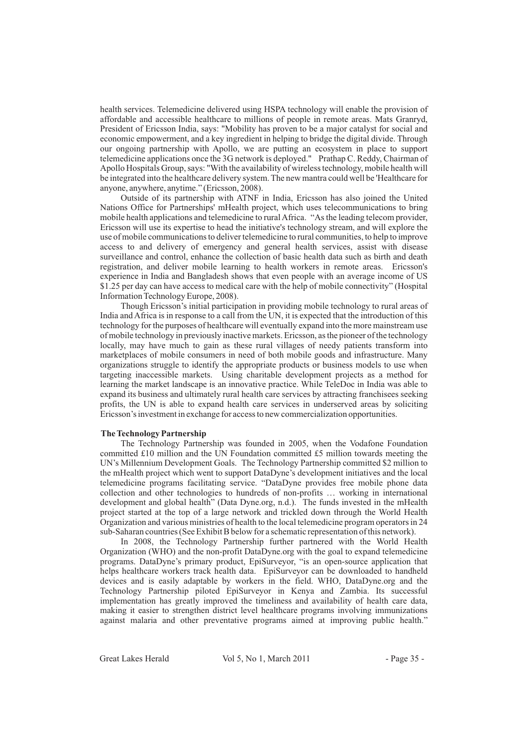health services. Telemedicine delivered using HSPA technology will enable the provision of affordable and accessible healthcare to millions of people in remote areas. Mats Granryd, President of Ericsson India, says: "Mobility has proven to be a major catalyst for social and economic empowerment, and a key ingredient in helping to bridge the digital divide. Through our ongoing partnership with Apollo, we are putting an ecosystem in place to support telemedicine applications once the 3G network is deployed." Prathap C. Reddy, Chairman of Apollo Hospitals Group, says: "With the availability of wireless technology, mobile health will be integrated into the healthcare delivery system. The new mantra could well be 'Healthcare for anyone, anywhere, anytime." (Ericsson, 2008).

Outside of its partnership with ATNF in India, Ericsson has also joined the United Nations Office for Partnerships' mHealth project, which uses telecommunications to bring mobile health applications and telemedicine to rural Africa. "As the leading telecom provider, Ericsson will use its expertise to head the initiative's technology stream, and will explore the use of mobile communications to deliver telemedicine to rural communities, to help to improve access to and delivery of emergency and general health services, assist with disease surveillance and control, enhance the collection of basic health data such as birth and death registration, and deliver mobile learning to health workers in remote areas. Ericsson's experience in India and Bangladesh shows that even people with an average income of US $1.25 per day can have access to medical care with the help of mobile connectivity" (Hospital Information Technology Europe, 2008).

Though Ericsson's initial participation in providing mobile technology to rural areas of India and Africa is in response to a call from the UN, it is expected that the introduction of this technology for the purposes of healthcare will eventually expand into the more mainstream use of mobile technology in previously inactive markets. Ericsson, as the pioneer of the technology locally, may have much to gain as these rural villages of needy patients transform into marketplaces of mobile consumers in need of both mobile goods and infrastructure. Many organizations struggle to identify the appropriate products or business models to use when targeting inaccessible markets. Using charitable development projects as a method for learning the market landscape is an innovative practice. While TeleDoc in India was able to expand its business and ultimately rural health care services by attracting franchisees seeking profits, the UN is able to expand health care services in underserved areas by soliciting Ericsson's investment in exchange for access to new commercialization opportunities.

**The Technology Partnership**

The Technology Partnership was founded in 2005, when the Vodafone Foundation committed £10 million and the UN Foundation committed £5 million towards meeting the UN's Millennium Development Goals. The Technology Partnership committed $2 million to the mHealth project which went to support DataDyne's development initiatives and the local telemedicine programs facilitating service. "DataDyne provides free mobile phone data collection and other technologies to hundreds of non-profits … working in international development and global health" (Data Dyne.org, n.d.). The funds invested in the mHealth project started at the top of a large network and trickled down through the World Health Organization and various ministries of health to the local telemedicine program operators in 24 sub-Saharan countries (See Exhibit B below for a schematic representation of this network).

In 2008, the Technology Partnership further partnered with the World Health Organization (WHO) and the non-profit DataDyne.org with the goal to expand telemedicine programs. DataDyne's primary product, EpiSurveyor, "is an open-source application that helps healthcare workers track health data. EpiSurveyor can be downloaded to handheld devices and is easily adaptable by workers in the field. WHO, DataDyne.org and the Technology Partnership piloted EpiSurveyor in Kenya and Zambia. Its successful implementation has greatly improved the timeliness and availability of health care data, making it easier to strengthen district level healthcare programs involving immunizations against malaria and other preventative programs aimed at improving public health."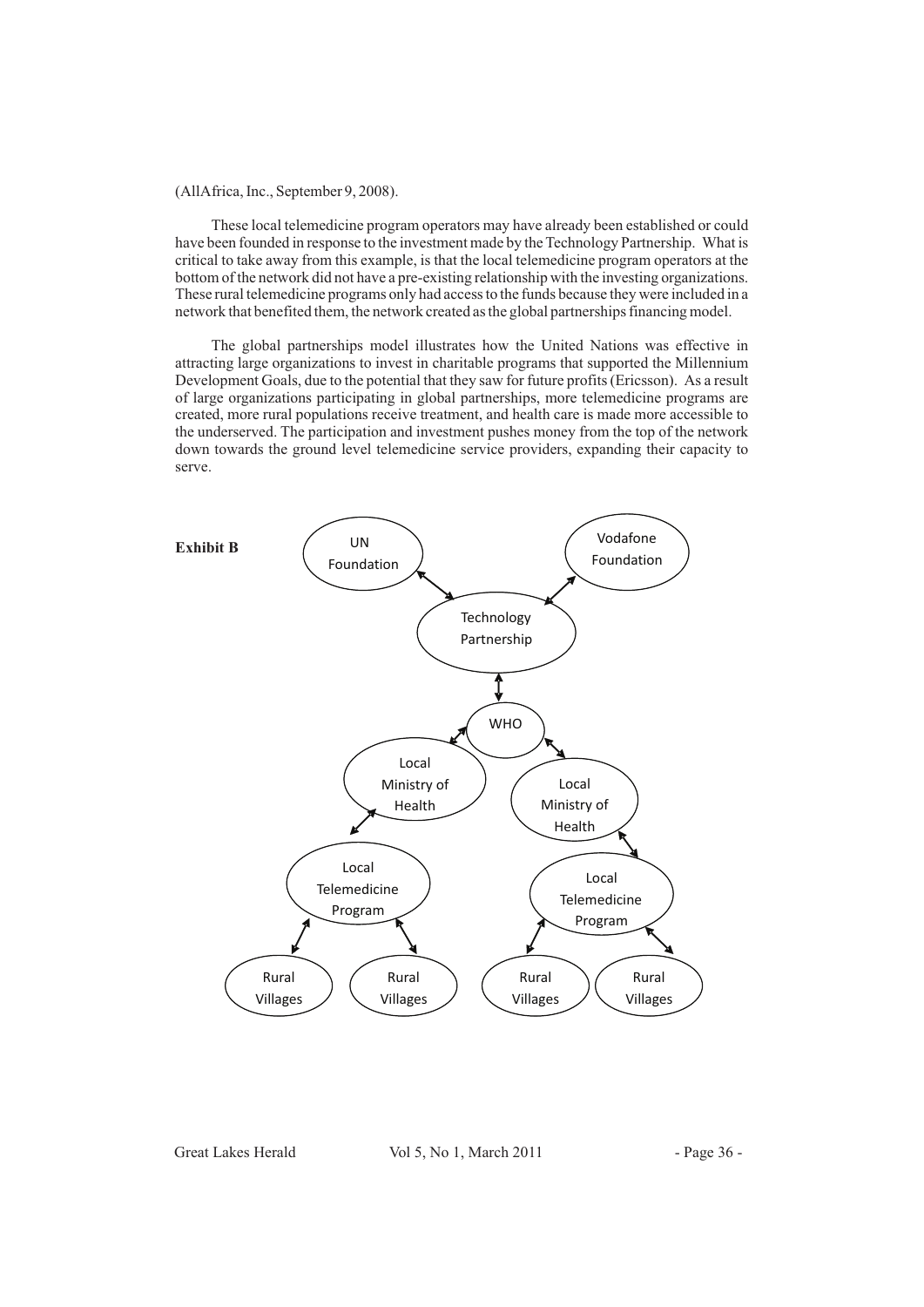(AllAfrica, Inc., September 9, 2008).

These local telemedicine program operators may have already been established or could have been founded in response to the investment made by the Technology Partnership. What is critical to take away from this example, is that the local telemedicine program operators at the bottom of the network did not have a pre-existing relationship with the investing organizations. These rural telemedicine programs only had access to the funds because they were included in a network that benefited them, the network created as the global partnerships financing model.

The global partnerships model illustrates how the United Nations was effective in attracting large organizations to invest in charitable programs that supported the Millennium Development Goals, due to the potential that they saw for future profits (Ericsson). As a result of large organizations participating in global partnerships, more telemedicine programs are created, more rural populations receive treatment, and health care is made more accessible to the underserved. The participation and investment pushes money from the top of the network down towards the ground level telemedicine service providers, expanding their capacity to serve.

**Exhibit B**

UN Foundation ↔ Technology Partnership ↔ Vodafone Foundation

Technology Partnership ↔ WHO

WHO ↔ Local Ministry of Health ↔ Local Telemedicine Program ↔ Rural Villages, Rural Villages

WHO ↔ Local Ministry of Health ↔ Local Telemedicine Program ↔ Rural Villages, Rural Villages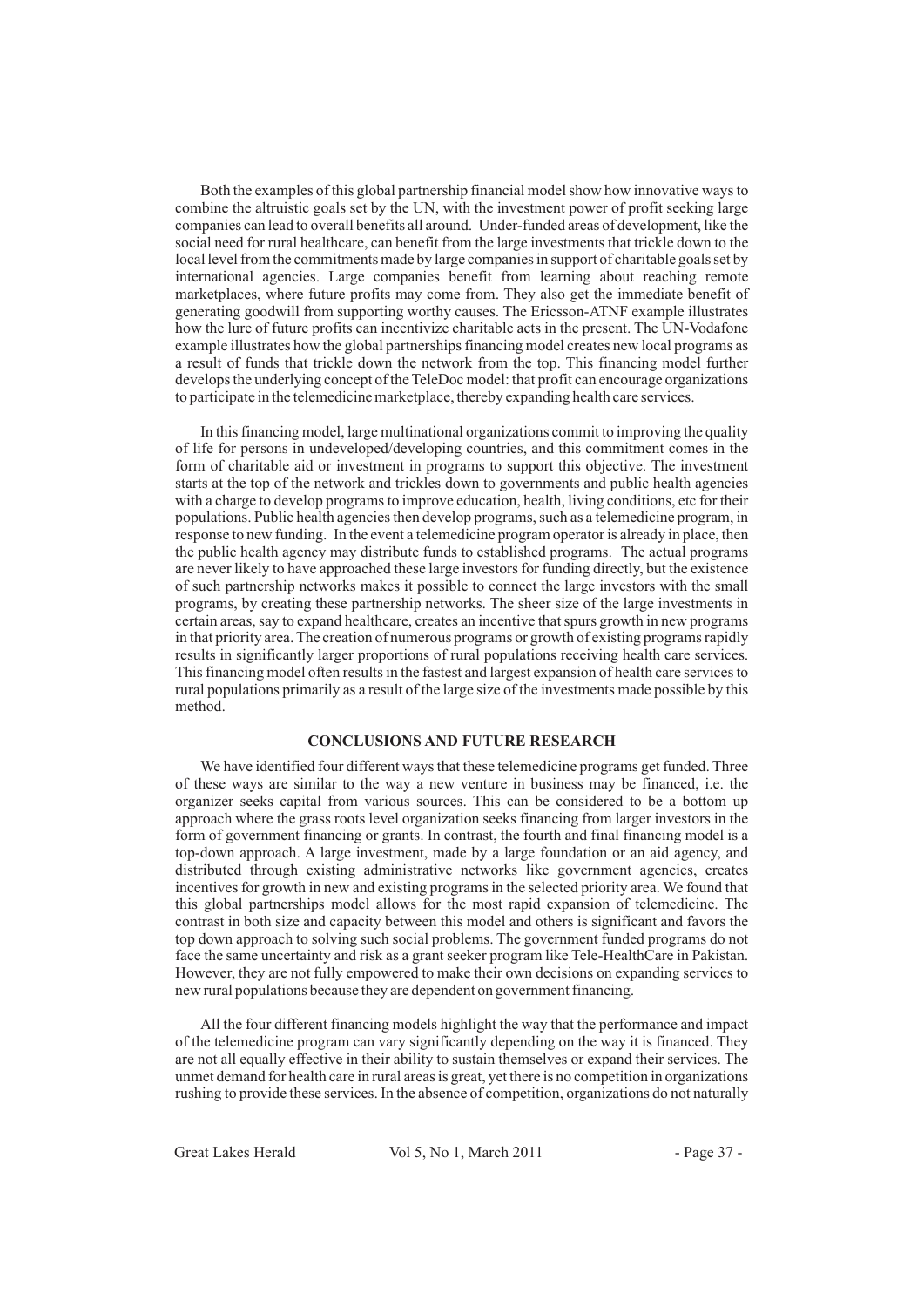Both the examples of this global partnership financial model show how innovative ways to combine the altruistic goals set by the UN, with the investment power of profit seeking large companies can lead to overall benefits all around. Under-funded areas of development, like the social need for rural healthcare, can benefit from the large investments that trickle down to the local level from the commitments made by large companies in support of charitable goals set by international agencies. Large companies benefit from learning about reaching remote marketplaces, where future profits may come from. They also get the immediate benefit of generating goodwill from supporting worthy causes. The Ericsson-ATNF example illustrates how the lure of future profits can incentivize charitable acts in the present. The UN-Vodafone example illustrates how the global partnerships financing model creates new local programs as a result of funds that trickle down the network from the top. This financing model further develops the underlying concept of the TeleDoc model: that profit can encourage organizations to participate in the telemedicine marketplace, thereby expanding health care services.

In this financing model, large multinational organizations commit to improving the quality of life for persons in undeveloped/developing countries, and this commitment comes in the form of charitable aid or investment in programs to support this objective. The investment starts at the top of the network and trickles down to governments and public health agencies with a charge to develop programs to improve education, health, living conditions, etc for their populations. Public health agencies then develop programs, such as a telemedicine program, in response to new funding. In the event a telemedicine program operator is already in place, then the public health agency may distribute funds to established programs. The actual programs are never likely to have approached these large investors for funding directly, but the existence of such partnership networks makes it possible to connect the large investors with the small programs, by creating these partnership networks. The sheer size of the large investments in certain areas, say to expand healthcare, creates an incentive that spurs growth in new programs in that priority area. The creation of numerous programs or growth of existing programs rapidly results in significantly larger proportions of rural populations receiving health care services. This financing model often results in the fastest and largest expansion of health care services to rural populations primarily as a result of the large size of the investments made possible by this method.

## CONCLUSIONS AND FUTURE RESEARCH

We have identified four different ways that these telemedicine programs get funded. Three of these ways are similar to the way a new venture in business may be financed, i.e. the organizer seeks capital from various sources. This can be considered to be a bottom up approach where the grass roots level organization seeks financing from larger investors in the form of government financing or grants. In contrast, the fourth and final financing model is a top-down approach. A large investment, made by a large foundation or an aid agency, and distributed through existing administrative networks like government agencies, creates incentives for growth in new and existing programs in the selected priority area. We found that this global partnerships model allows for the most rapid expansion of telemedicine. The contrast in both size and capacity between this model and others is significant and favors the top down approach to solving such social problems. The government funded programs do not face the same uncertainty and risk as a grant seeker program like Tele-HealthCare in Pakistan. However, they are not fully empowered to make their own decisions on expanding services to new rural populations because they are dependent on government financing.

All the four different financing models highlight the way that the performance and impact of the telemedicine program can vary significantly depending on the way it is financed. They are not all equally effective in their ability to sustain themselves or expand their services. The unmet demand for health care in rural areas is great, yet there is no competition in organizations rushing to provide these services. In the absence of competition, organizations do not naturally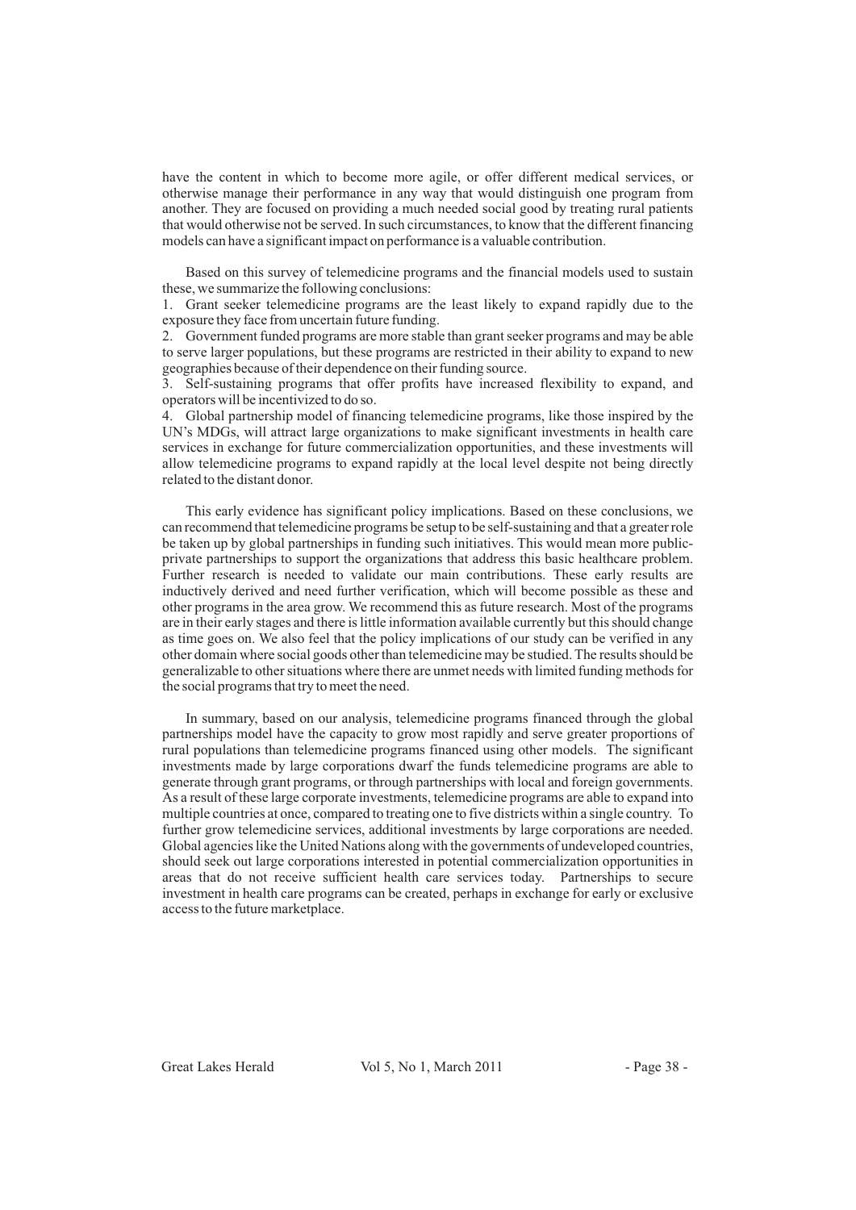have the content in which to become more agile, or offer different medical services, or otherwise manage their performance in any way that would distinguish one program from another. They are focused on providing a much needed social good by treating rural patients that would otherwise not be served. In such circumstances, to know that the different financing models can have a significant impact on performance is a valuable contribution.

Based on this survey of telemedicine programs and the financial models used to sustain these, we summarize the following conclusions:

1. Grant seeker telemedicine programs are the least likely to expand rapidly due to the exposure they face from uncertain future funding.
2. Government funded programs are more stable than grant seeker programs and may be able to serve larger populations, but these programs are restricted in their ability to expand to new geographies because of their dependence on their funding source.
3. Self-sustaining programs that offer profits have increased flexibility to expand, and operators will be incentivized to do so.
4. Global partnership model of financing telemedicine programs, like those inspired by the UN's MDGs, will attract large organizations to make significant investments in health care services in exchange for future commercialization opportunities, and these investments will allow telemedicine programs to expand rapidly at the local level despite not being directly related to the distant donor.

This early evidence has significant policy implications. Based on these conclusions, we can recommend that telemedicine programs be setup to be self-sustaining and that a greater role be taken up by global partnerships in funding such initiatives. This would mean more public-private partnerships to support the organizations that address this basic healthcare problem. Further research is needed to validate our main contributions. These early results are inductively derived and need further verification, which will become possible as these and other programs in the area grow. We recommend this as future research. Most of the programs are in their early stages and there is little information available currently but this should change as time goes on. We also feel that the policy implications of our study can be verified in any other domain where social goods other than telemedicine may be studied. The results should be generalizable to other situations where there are unmet needs with limited funding methods for the social programs that try to meet the need.

In summary, based on our analysis, telemedicine programs financed through the global partnerships model have the capacity to grow most rapidly and serve greater proportions of rural populations than telemedicine programs financed using other models. The significant investments made by large corporations dwarf the funds telemedicine programs are able to generate through grant programs, or through partnerships with local and foreign governments. As a result of these large corporate investments, telemedicine programs are able to expand into multiple countries at once, compared to treating one to five districts within a single country. To further grow telemedicine services, additional investments by large corporations are needed. Global agencies like the United Nations along with the governments of undeveloped countries, should seek out large corporations interested in potential commercialization opportunities in areas that do not receive sufficient health care services today. Partnerships to secure investment in health care programs can be created, perhaps in exchange for early or exclusive access to the future marketplace.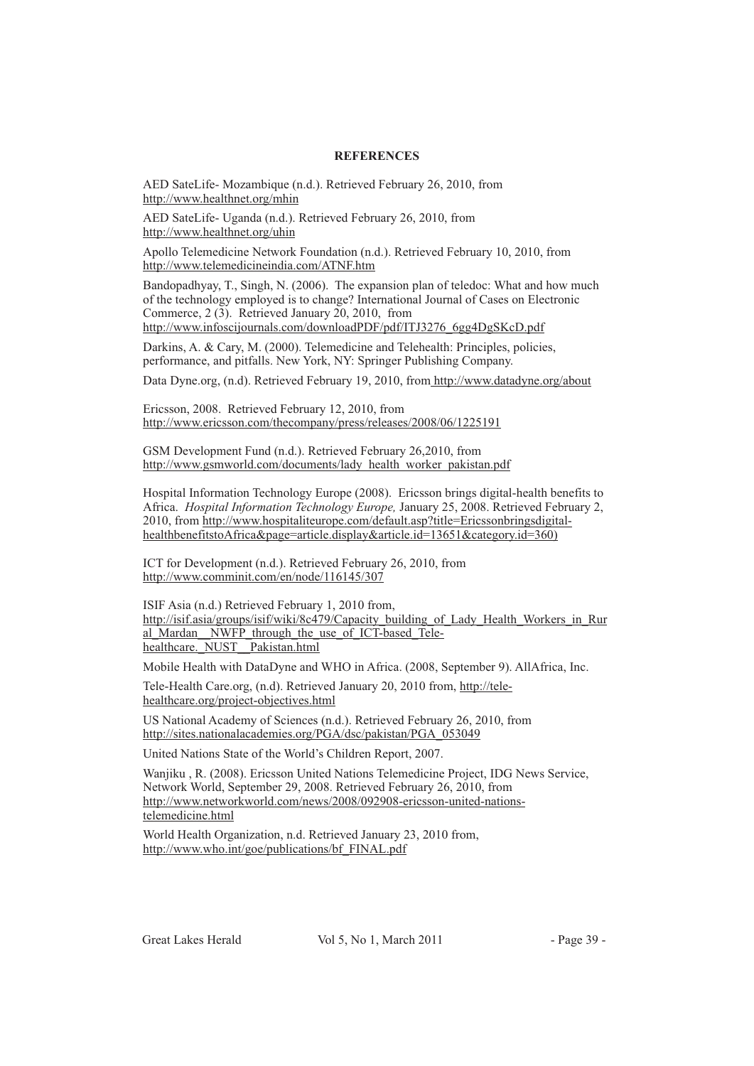## REFERENCES

AED SateLife- Mozambique (n.d.). Retrieved February 26, 2010, from http://www.healthnet.org/mhin

AED SateLife- Uganda (n.d.). Retrieved February 26, 2010, from http://www.healthnet.org/uhin

Apollo Telemedicine Network Foundation (n.d.). Retrieved February 10, 2010, from http://www.telemedicineindia.com/ATNF.htm

Bandopadhyay, T., Singh, N. (2006). The expansion plan of teledoc: What and how much of the technology employed is to change? International Journal of Cases on Electronic Commerce, 2 (3). Retrieved January 20, 2010, from http://www.infoscijournals.com/downloadPDF/pdf/ITJ3276_6gg4DgSKcD.pdf

Darkins, A. & Cary, M. (2000). Telemedicine and Telehealth: Principles, policies, performance, and pitfalls. New York, NY: Springer Publishing Company.

Data Dyne.org, (n.d). Retrieved February 19, 2010, from http://www.datadyne.org/about

Ericsson, 2008. Retrieved February 12, 2010, from http://www.ericsson.com/thecompany/press/releases/2008/06/1225191

GSM Development Fund (n.d.). Retrieved February 26,2010, from http://www.gsmworld.com/documents/lady_health_worker_pakistan.pdf

Hospital Information Technology Europe (2008). Ericsson brings digital-health benefits to Africa. *Hospital Information Technology Europe,* January 25, 2008. Retrieved February 2, 2010, from http://www.hospitaliteurope.com/default.asp?title=Ericssonbringsdigital-healthbenefitstoAfrica&page=article.display&article.id=13651&category.id=360)

ICT for Development (n.d.). Retrieved February 26, 2010, from http://www.comminit.com/en/node/116145/307

ISIF Asia (n.d.) Retrieved February 1, 2010 from, http://isif.asia/groups/isif/wiki/8c479/Capacity_building_of_Lady_Health_Workers_in_Rural_Mardan__NWFP_through_the_use_of_ICT-based_Tele-healthcare._NUST__Pakistan.html

Mobile Health with DataDyne and WHO in Africa. (2008, September 9). AllAfrica, Inc.

Tele-Health Care.org, (n.d). Retrieved January 20, 2010 from, http://tele-healthcare.org/project-objectives.html

US National Academy of Sciences (n.d.). Retrieved February 26, 2010, from http://sites.nationalacademies.org/PGA/dsc/pakistan/PGA_053049

United Nations State of the World's Children Report, 2007.

Wanjiku , R. (2008). Ericsson United Nations Telemedicine Project, IDG News Service, Network World, September 29, 2008. Retrieved February 26, 2010, from http://www.networkworld.com/news/2008/092908-ericsson-united-nations-telemedicine.html

World Health Organization, n.d. Retrieved January 23, 2010 from, http://www.who.int/goe/publications/bf_FINAL.pdf